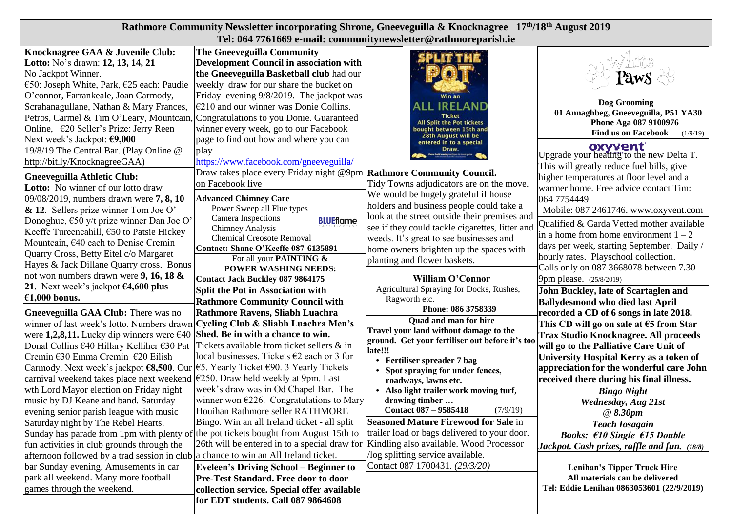# Rathmore Community Newsletter incorporating Shrone, Gneeveguilla & Knocknagree 17th/18th August 2019

**Tel: 064 7761669 e-mail: communitynewsletter@rathmoreparish.ie**

**Knocknagree GAA & Juvenile Club:**
**Lotto:** No's drawn: **12, 13, 14, 21**
No Jackpot Winner.
€50: Joseph White, Park, €25 each: Paudie O'connor, Farrankeale, Joan Carmody, Scrahanagullane, Nathan & Mary Frances, Petros, Carmel & Tim O'Leary, Mountcain, Guaranteed Online, €20 Seller's Prize: Jerry Reen
Next week's Jackpot: **€9,000**
19/8/19 The Central Bar. (Play Online @ http://bit.ly/KnocknagreeGAA)

**Gneeveguilla Athletic Club:**
**Lotto:** No winner of our lotto draw 09/08/2019, numbers drawn were **7, 8, 10 & 12**. Sellers prize winner Tom Joe O' Donoghue, €50 y/t prize winner Dan Joe O' Keeffe Tureencahill, €50 to Patsie Hickey Mountcain, €40 each to Denise Cremin Quarry Cross, Betty Eitel c/o Margaret Hayes & Jack Dillane Quarry cross. Bonus not won numbers drawn were **9, 16, 18 & 21**. Next week's jackpot **€4,600 plus €1,000 bonus.**

**Gneeveguilla GAA Club:** There was no winner of last week's lotto. Numbers drawn were **1,2,8,11.** Lucky dip winners were €40 Donal Collins €40 Hillary Kelliher €30 Pat Cremin €30 Emma Cremin €20 Eilish Carmody. Next week's jackpot **€8,500**. Our carnival weekend takes place next weekend wth Lord Mayor election on Friday night music by DJ Keane and band. Saturday evening senior parish league with music Saturday night by The Rebel Hearts. Sunday has parade from 1pm with plenty of fun activities in club grounds through the afternoon followed by a trad session in club bar Sunday evening. Amusements in car park all weekend. Many more football games through the weekend.

**The Gneeveguilla Community Development Council in association with the Gneeveguilla Basketball club** had our weekly draw for our share the bucket on Friday evening 9/8/2019. The jackpot was €210 and our winner was Donie Collins. Congratulations to you Donie. Guaranteed winner every week, go to our Facebook page to find out how and where you can play
https://www.facebook.com/gneeveguilla/
Draw takes place every Friday night @9pm on Facebook live

**Advanced Chimney Care**
Power Sweep all Flue types
Camera Inspections
Chimney Analysis
Chemical Creosote Removal
BLUEflame certification
**Contact: Shane O'Keeffe 087-6135891**

For all your **PAINTING & POWER WASHING NEEDS:**
**Contact Jack Buckley 087 9864175**

**Split the Pot in Association with Rathmore Community Council with Rathmore Ravens, Sliabh Luachra Cycling Club & Sliabh Luachra Men's Shed. Be in with a chance to win.**
Tickets available from ticket sellers & in local businesses. Tickets €2 each or 3 for €5. Yearly Ticket €90. 3 Yearly Tickets €250. Draw held weekly at 9pm. Last week's draw was in Od Chapel Bar. The winner won €226. Congratulations to Mary Houihan Rathmore seller RATHMORE Bingo. Win an all Ireland ticket - all split the pot tickets bought from August 15th to 26th will be entered in to a special draw for a chance to win an All Ireland ticket.

**Eveleen's Driving School – Beginner to Pre-Test Standard. Free door to door collection service. Special offer available for EDT students. Call 087 9864608**

SPLIT THE POT
Win an ALL IRELAND Ticket
All Split the Pot tickets bought between 15th and 28th August will be entered in to a special Draw.

**Rathmore Community Council.**
Tidy Towns adjudicators are on the move. We would be hugely grateful if house holders and business people could take a look at the street outside their premises and see if they could tackle cigarettes, litter and weeds. It's great to see businesses and home owners brighten up the spaces with planting and flower baskets.

**William O'Connor**
Agricultural Spraying for Docks, Rushes, Ragworth etc.
**Phone: 086 3758339**
**Quad and man for hire**
**Travel your land without damage to the ground. Get your fertiliser out before it's too late!!!**
- **Fertiliser spreader 7 bag**
- **Spot spraying for under fences, roadways, lawns etc.**
- **Also light trailer work moving turf, drawing timber …**

**Contact 087 – 9585418** (7/9/19)

**Seasoned Mature Firewood for Sale** in trailer load or bags delivered to your door. Kindling also available. Wood Processor /log splitting service available.
Contact 087 1700431. *(29/3/20)*

White Paws
**Dog Grooming**
**01 Annaghbeg, Gneeveguilla, P51 YA30**
**Phone Aga 087 9100976**
**Find us on Facebook** (1/9/19)

**oxyvent**
Upgrade your heating to the new Delta T. This will greatly reduce fuel bills, give higher temperatures at floor level and a warmer home. Free advice contact Tim: 064 7754449
Mobile: 087 2461746. www.oxyvent.com

Qualified & Garda Vetted mother available in a home from home environment 1 – 2 days per week, starting September. Daily / hourly rates. Playschool collection. Calls only on 087 3668078 between 7.30 – 9pm please. (25/8/2019)

**John Buckley, late of Scartaglen and Ballydesmond who died last April recorded a CD of 6 songs in late 2018. This CD will go on sale at €5 from Star Trax Studio Knocknagree. All proceeds will go to the Palliative Care Unit of University Hospital Kerry as a token of appreciation for the wonderful care John received there during his final illness.**

***Bingo Night***
***Wednesday, Aug 21st***
***@ 8.30pm***
***Teach Iosagain***
***Books: €10 Single €15 Double***
***Jackpot. Cash prizes, raffle and fun.*** *(18/8)*

**Lenihan's Tipper Truck Hire**
**All materials can be delivered**
**Tel: Eddie Lenihan 0863053601 (22/9/2019)**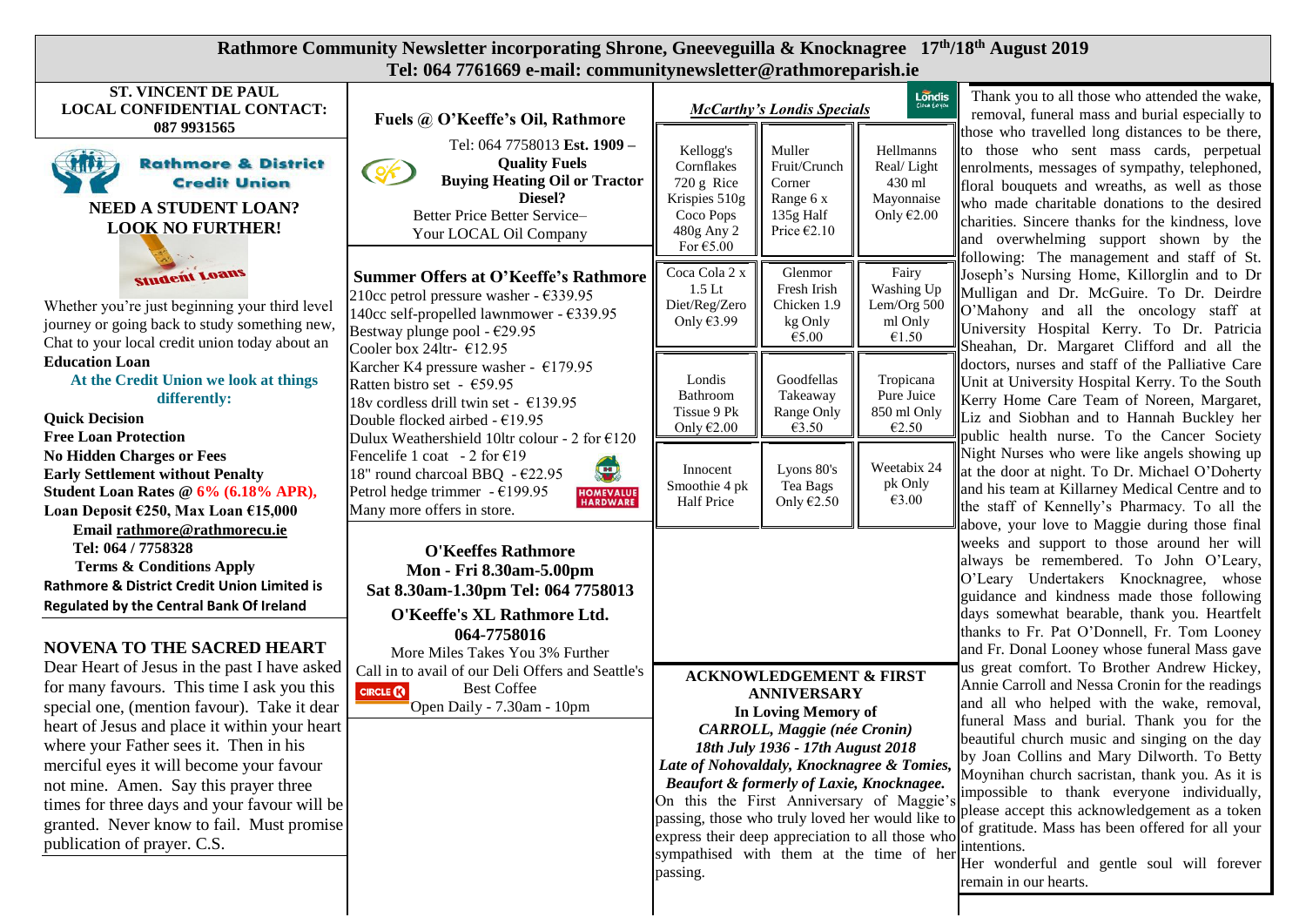# Rathmore Community Newsletter incorporating Shrone, Gneeveguilla & Knocknagree 17th/18th August 2019

**Tel: 064 7761669 e-mail: communitynewsletter@rathmoreparish.ie**

**ST. VINCENT DE PAUL LOCAL CONFIDENTIAL CONTACT: 087 9931565**

**Rathmore & District Credit Union**

**NEED A STUDENT LOAN? LOOK NO FURTHER!**

Student Loans

Whether you're just beginning your third level journey or going back to study something new, Chat to your local credit union today about an **Education Loan**

**At the Credit Union we look at things differently:**

**Quick Decision**
**Free Loan Protection**
**No Hidden Charges or Fees**
**Early Settlement without Penalty**
**Student Loan Rates @ 6% (6.18% APR), Loan Deposit €250, Max Loan €15,000**

**Email rathmore@rathmorecu.ie**
**Tel: 064 / 7758328**
**Terms & Conditions Apply**
**Rathmore & District Credit Union Limited is Regulated by the Central Bank Of Ireland**

## NOVENA TO THE SACRED HEART

Dear Heart of Jesus in the past I have asked for many favours. This time I ask you this special one, (mention favour). Take it dear heart of Jesus and place it within your heart where your Father sees it. Then in his merciful eyes it will become your favour not mine. Amen. Say this prayer three times for three days and your favour will be granted. Never know to fail. Must promise publication of prayer. C.S.

**Fuels @ O'Keeffe's Oil, Rathmore**

Tel: 064 7758013 **Est. 1909 – Quality Fuels**
**Buying Heating Oil or Tractor Diesel?**
Better Price Better Service–
Your LOCAL Oil Company

**Summer Offers at O'Keeffe's Rathmore**

210cc petrol pressure washer - €339.95
140cc self-propelled lawnmower - €339.95
Bestway plunge pool - €29.95
Cooler box 24ltr- €12.95
Karcher K4 pressure washer - €179.95
Ratten bistro set - €59.95
18v cordless drill twin set - €139.95
Double flocked airbed - €19.95
Dulux Weathershield 10ltr colour - 2 for €120
Fencelife 1 coat - 2 for €19
18" round charcoal BBQ - €22.95
Petrol hedge trimmer - €199.95
Many more offers in store.

HOMEVALUE HARDWARE

**O'Keeffes Rathmore**
**Mon - Fri 8.30am-5.00pm**
**Sat 8.30am-1.30pm Tel: 064 7758013**

**O'Keeffe's XL Rathmore Ltd.**
**064-7758016**
More Miles Takes You 3% Further
Call in to avail of our Deli Offers and Seattle's Best Coffee
CIRCLE K
Open Daily - 7.30am - 10pm

***McCarthy's Londis Specials***

| | | |
|---|---|---|
| Kellogg's Cornflakes 720 g Rice Krispies 510g Coco Pops 480g Any 2 For €5.00 | Muller Fruit/Crunch Corner Range 6 x 135g Half Price €2.10 | Hellmanns Real/ Light 430 ml Mayonnaise Only €2.00 |
| Coca Cola 2 x 1.5 Lt Diet/Reg/Zero Only €3.99 | Glenmor Fresh Irish Chicken 1.9 kg Only €5.00 | Fairy Washing Up Lem/Org 500 ml Only €1.50 |
| Londis Bathroom Tissue 9 Pk Only €2.00 | Goodfellas Takeaway Range Only €3.50 | Tropicana Pure Juice 850 ml Only €2.50 |
| Innocent Smoothie 4 pk Half Price | Lyons 80's Tea Bags Only €2.50 | Weetabix 24 pk Only €3.00 |

**ACKNOWLEDGEMENT & FIRST ANNIVERSARY**

**In Loving Memory of**
***CARROLL, Maggie (née Cronin)***
***18th July 1936 - 17th August 2018***
***Late of Nohovaldaly, Knocknagree & Tomies, Beaufort & formerly of Laxie, Knocknagee.***

On this the First Anniversary of Maggie's passing, those who truly loved her would like to express their deep appreciation to all those who sympathised with them at the time of her passing.

Thank you to all those who attended the wake, removal, funeral mass and burial especially to those who travelled long distances to be there, to those who sent mass cards, perpetual enrolments, messages of sympathy, telephoned, floral bouquets and wreaths, as well as those who made charitable donations to the desired charities. Sincere thanks for the kindness, love and overwhelming support shown by the following: The management and staff of St. Joseph's Nursing Home, Killorglin and to Dr Mulligan and Dr. McGuire. To Dr. Deirdre O'Mahony and all the oncology staff at University Hospital Kerry. To Dr. Patricia Sheahan, Dr. Margaret Clifford and all the doctors, nurses and staff of the Palliative Care Unit at University Hospital Kerry. To the South Kerry Home Care Team of Noreen, Margaret, Liz and Siobhan and to Hannah Buckley her public health nurse. To the Cancer Society Night Nurses who were like angels showing up at the door at night. To Dr. Michael O'Doherty and his team at Killarney Medical Centre and to the staff of Kennelly's Pharmacy. To all the above, your love to Maggie during those final weeks and support to those around her will always be remembered. To John O'Leary, O'Leary Undertakers Knocknagree, whose guidance and kindness made those following days somewhat bearable, thank you. Heartfelt thanks to Fr. Pat O'Donnell, Fr. Tom Looney and Fr. Donal Looney whose funeral Mass gave us great comfort. To Brother Andrew Hickey, Annie Carroll and Nessa Cronin for the readings and all who helped with the wake, removal, funeral Mass and burial. Thank you for the beautiful church music and singing on the day by Joan Collins and Mary Dilworth. To Betty Moynihan church sacristan, thank you. As it is impossible to thank everyone individually, please accept this acknowledgement as a token of gratitude. Mass has been offered for all your intentions.

Her wonderful and gentle soul will forever remain in our hearts.